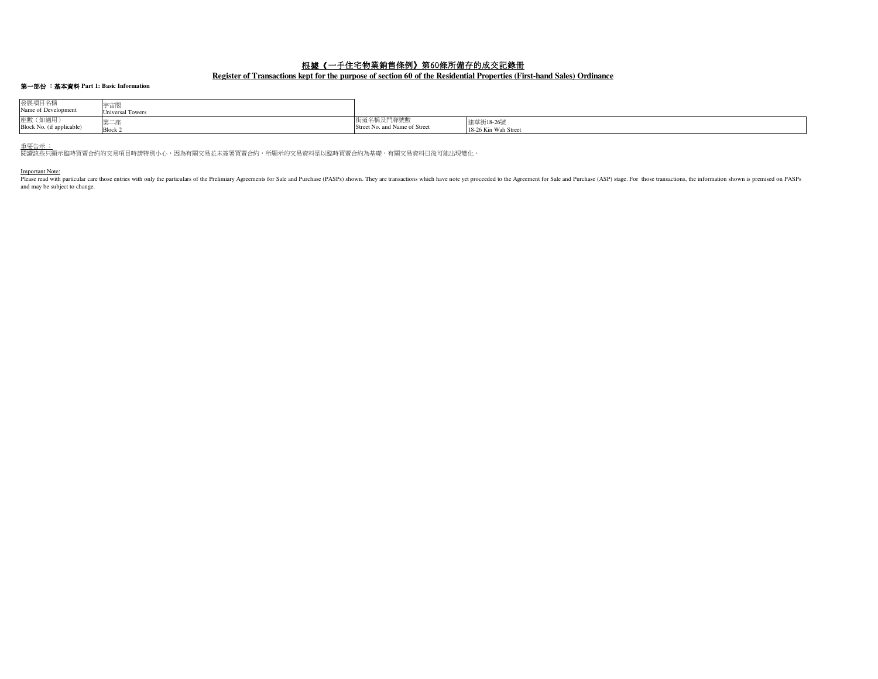# 根據《一手住宅物業銷售條例》第60條所備存的成交記錄冊

## Register of Transactions kept for the purpose of section 60 of the Residential Properties (First-hand Sales) Ordinance

**第一部份 ：基本資料 Part 1: Basic Information**

| | | | |
|---|---|---|---|
| 發展項目名稱<br>Name of Development | 宇宙閣<br>Universal Towers | | |
| 座數（如適用）<br>Block No. (if applicable) | 第二座<br>Block 2 | 街道名稱及門牌號數<br>Street No. and Name of Street | 建華街18-26號<br>18-26 Kin Wah Street |

重要告示：
閱讀該些只顯示臨時買賣合約的交易項目時請特別小心，因為有關交易並未簽署買賣合約，所顯示的交易資料是以臨時買賣合約為基礎，有關交易資料日後可能出現變化。

Important Note:
Please read with particular care those entries with only the particulars of the Prelimiary Agreements for Sale and Purchase (PASPs) shown. They are transactions which have note yet proceeded to the Agreement for Sale and Purchase (ASP) stage. For those transactions, the information shown is premised on PASPs and may be subject to change.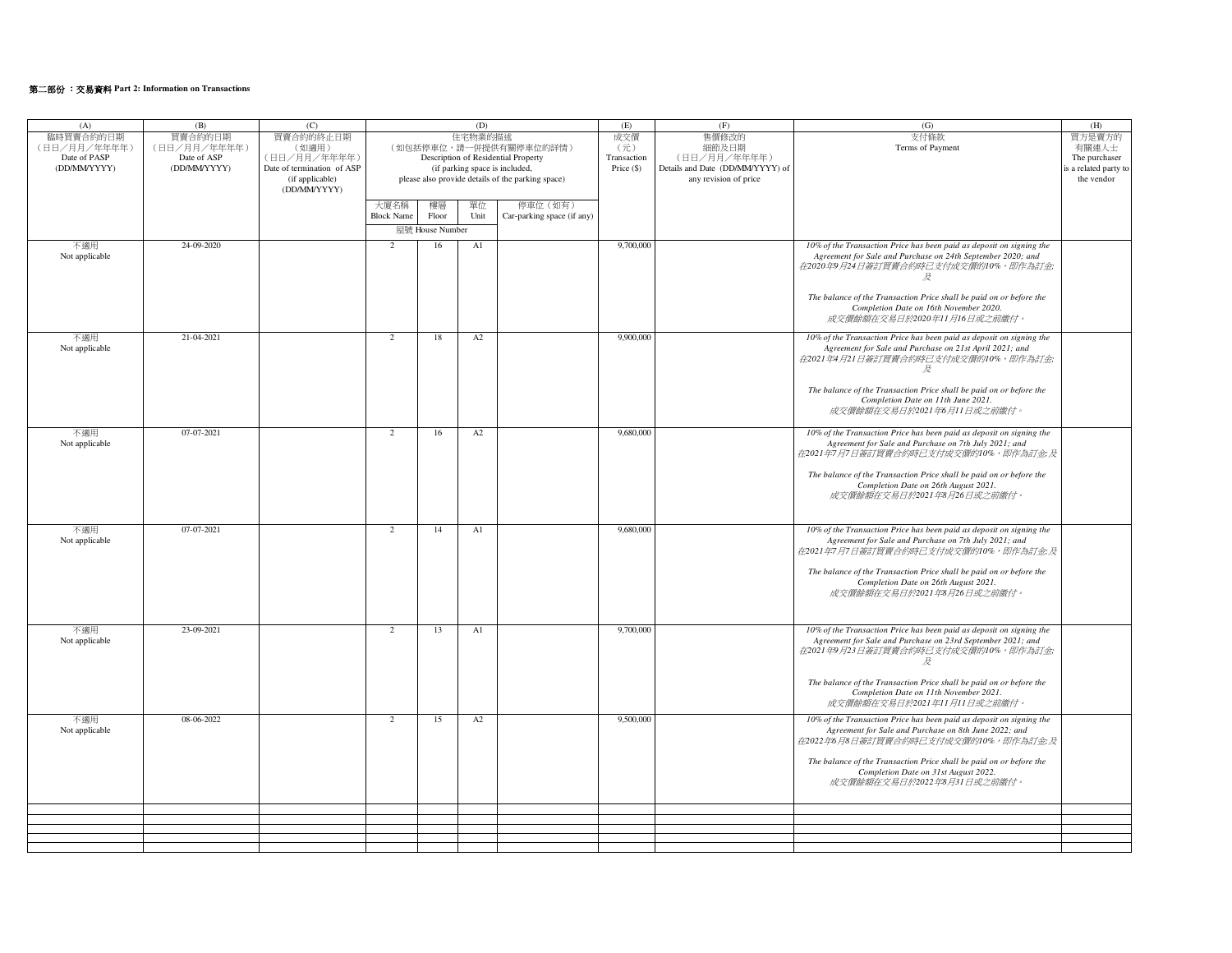**第二部份 ：交易資料 Part 2: Information on Transactions**

| (A) | (B) | (C) | (D) | | | | (E) | (F) | (G) | (H) |
|---|---|---|---|---|---|---|---|---|---|---|
| 臨時買賣合約的日期（日日／月月／年年年年）Date of PASP (DD/MM/YYYY) | 買賣合約的日期（日日／月月／年年年年）Date of ASP (DD/MM/YYYY) | 買賣合約的終止日期（如適用）（日日／月月／年年年年）Date of termination of ASP (if applicable) (DD/MM/YYYY) | 住宅物業的描述（如包括停車位，請一併提供有關停車位的詳情）Description of Residential Property (if parking space is included, please also provide details of the parking space) | | | | 成交價（元）Transaction Price ($) | 售價修改的細節及日期（日日／月月／年年年年）Details and Date (DD/MM/YYYY) of any revision of price | 支付條款 Terms of Payment | 買方是賣方的有關連人士 The purchaser is a related party to the vendor |
| | | | 大廈名稱 Block Name | 樓層 Floor | 單位 Unit | 停車位（如有）Car-parking space (if any) | | | | |
| | | | 屋號 House Number | | | | | | | |
| 不適用 Not applicable | 24-09-2020 | | 2 | 16 | A1 | | 9,700,000 | | *10% of the Transaction Price has been paid as deposit on signing the Agreement for Sale and Purchase on 24th September 2020; and* *在2020年9月24日簽訂買賣合約時已支付成交價的10%，即作為訂金; 及* *The balance of the Transaction Price shall be paid on or before the Completion Date on 16th November 2020.* *成交價餘額在交易日於2020年11月16日或之前繳付。* | |
| 不適用 Not applicable | 21-04-2021 | | 2 | 18 | A2 | | 9,900,000 | | *10% of the Transaction Price has been paid as deposit on signing the Agreement for Sale and Purchase on 21st April 2021; and* *在2021年4月21日簽訂買賣合約時已支付成交價的10%，即作為訂金; 及* *The balance of the Transaction Price shall be paid on or before the Completion Date on 11th June 2021.* *成交價餘額在交易日於2021年6月11日或之前繳付。* | |
| 不適用 Not applicable | 07-07-2021 | | 2 | 16 | A2 | | 9,680,000 | | *10% of the Transaction Price has been paid as deposit on signing the Agreement for Sale and Purchase on 7th July 2021; and* *在2021年7月7日簽訂買賣合約時已支付成交價的10%，即作為訂金; 及* *The balance of the Transaction Price shall be paid on or before the Completion Date on 26th August 2021.* *成交價餘額在交易日於2021年8月26日或之前繳付。* | |
| 不適用 Not applicable | 07-07-2021 | | 2 | 14 | A1 | | 9,680,000 | | *10% of the Transaction Price has been paid as deposit on signing the Agreement for Sale and Purchase on 7th July 2021; and* *在2021年7月7日簽訂買賣合約時已支付成交價的10%，即作為訂金; 及* *The balance of the Transaction Price shall be paid on or before the Completion Date on 26th August 2021.* *成交價餘額在交易日於2021年8月26日或之前繳付。* | |
| 不適用 Not applicable | 23-09-2021 | | 2 | 13 | A1 | | 9,700,000 | | *10% of the Transaction Price has been paid as deposit on signing the Agreement for Sale and Purchase on 23rd September 2021; and* *在2021年9月23日簽訂買賣合約時已支付成交價的10%，即作為訂金; 及* *The balance of the Transaction Price shall be paid on or before the Completion Date on 11th November 2021.* *成交價餘額在交易日於2021年11月11日或之前繳付。* | |
| 不適用 Not applicable | 08-06-2022 | | 2 | 15 | A2 | | 9,500,000 | | *10% of the Transaction Price has been paid as deposit on signing the Agreement for Sale and Purchase on 8th June 2022; and* *在2022年6月8日簽訂買賣合約時已支付成交價的10%，即作為訂金; 及* *The balance of the Transaction Price shall be paid on or before the Completion Date on 31st August 2022.* *成交價餘額在交易日於2022年8月31日或之前繳付。* | |
| | | | | | | | | | | |
| | | | | | | | | | | |
| | | | | | | | | | | |
| | | | | | | | | | | |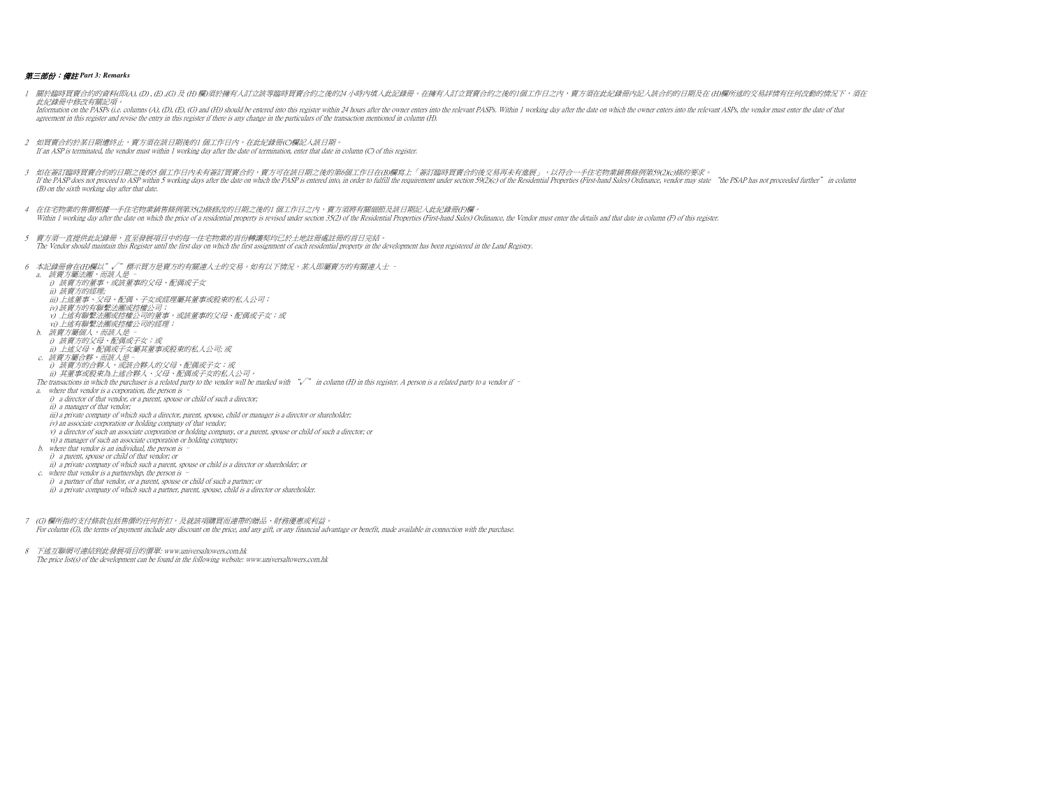***第三部份：備註 Part 3: Remarks***

1. *關於臨時買賣合約的資料(即(A), (D) , (E) ,(G) 及 (H) 欄)須於擁有人訂立該等臨時買賣合約之後的24 小時內填入此記錄冊。在擁有人訂立買賣合約之後的1個工作日之內，賣方須在此記錄冊內記入該合約的日期及在 (H)欄所述的交易詳情有任何改動的情況下，須在此紀錄冊中修改有關記項。*
   *Information on the PASPs (i.e. columns (A), (D), (E), (G) and (H)) should be entered into this register within 24 hours after the owner enters into the relevant PASPs. Within 1 working day after the date on which the owner enters into the relevant ASPs, the vendor must enter the date of that agreement in this register and revise the entry in this register if there is any change in the particulars of the transaction mentioned in column (H).*

2. *如買賣合約於某日期遭終止，賣方須在該日期後的1 個工作日內，在此紀錄冊(C)欄記入該日期。*
   *If an ASP is terminated, the vendor must within 1 working day after the date of termination, enter that date in column (C) of this register.*

3. *如在簽訂臨時買賣合約的日期之後的5 個工作日內未有簽訂買賣合約，賣方可在該日期之後的第6個工作日在(B)欄寫上「簽訂臨時買賣合約後交易再未有進展」，以符合一手住宅物業銷售條例第59(2)(c)條的要求。*
   *If the PASP does not proceed to ASP within 5 working days after the date on which the PASP is entered into, in order to fulfill the requirement under section 59(2)(c) of the Residential Properties (First-hand Sales) Ordinance, vendor may state "the PSAP has not proceeded further" in column (B) on the sixth working day after that date.*

4. *在住宅物業的售價根據一手住宅物業銷售條例第35(2)條修改的日期之後的1 個工作日之內，賣方須將有關細節及該日期記入此紀錄冊(F)欄。*
   *Within 1 working day after the date on which the price of a residential property is revised under section 35(2) of the Residential Properties (First-hand Sales) Ordinance, the Vendor must enter the details and that date in column (F) of this register.*

5. *賣方須一直提供此記錄冊，直至發展項目中的每一住宅物業的首份轉讓契均已於土地註冊處註冊的首日完結。*
   *The Vendor should maintain this Register until the first day on which the first assignment of each residential property in the development has been registered in the Land Registry.*

6. *本記錄冊會在(H)欄以"√"標示買方是賣方的有關連人士的交易。如有以下情況，某人即屬賣方的有關連人士 –*
   *a. 該賣方屬法團，而該人是 –*
   *i) 該賣方的董事，或該董事的父母、配偶或子女*
   *ii) 該賣方的經理;*
   *iii) 上述董事、父母、配偶、子女或經理屬其董事或股東的私人公司；*
   *iv) 該賣方的有聯繫法團或控權公司；*
   *v) 上述有聯繫法團或控權公司的董事，或該董事的父母、配偶或子女；或*
   *vi) 上述有聯繫法團或控權公司的經理；*
   *b. 該賣方屬個人，而該人是 –*
   *i) 該賣方的父母、配偶或子女；或*
   *ii) 上述父母、配偶或子女屬其董事或股東的私人公司; 或*
   *c. 該賣方屬合夥，而該人是–*
   *i) 該賣方的合夥人，或該合夥人的父母、配偶或子女；或*
   *ii) 其董事或股東為上述合夥人、父母、配偶或子女的私人公司。*
   *The transactions in which the purchaser is a related party to the vendor will be marked with "√" in column (H) in this register. A person is a related party to a vendor if –*
   *a. where that vendor is a corporation, the person is –*
   *i) a director of that vendor, or a parent, spouse or child of such a director;*
   *ii) a manager of that vendor;*
   *iii) a private company of which such a director, parent, spouse, child or manager is a director or shareholder;*
   *iv) an associate corporation or holding company of that vendor;*
   *v) a director of such an associate corporation or holding company, or a parent, spouse or child of such a director; or*
   *vi) a manager of such an associate corporation or holding company;*
   *b. where that vendor is an individual, the person is –*
   *i) a parent, spouse or child of that vendor; or*
   *ii) a private company of which such a parent, spouse or child is a director or shareholder; or*
   *c. where that vendor is a partnership, the person is –*
   *i) a partner of that vendor, or a parent, spouse or child of such a partner; or*
   *ii) a private company of which such a partner, parent, spouse, child is a director or shareholder.*

7. *(G) 欄所指的支付條款包括售價的任何折扣，及就該項購買而連帶的贈品，財務優惠或利益。*
   *For column (G), the terms of payment include any discount on the price, and any gift, or any financial advantage or benefit, made available in connection with the purchase.*

8. *下述互聯網可連結到此發展項目的價單: www.universaltowers.com.hk*
   *The price list(s) of the development can be found in the following website: www.universaltowers.com.hk*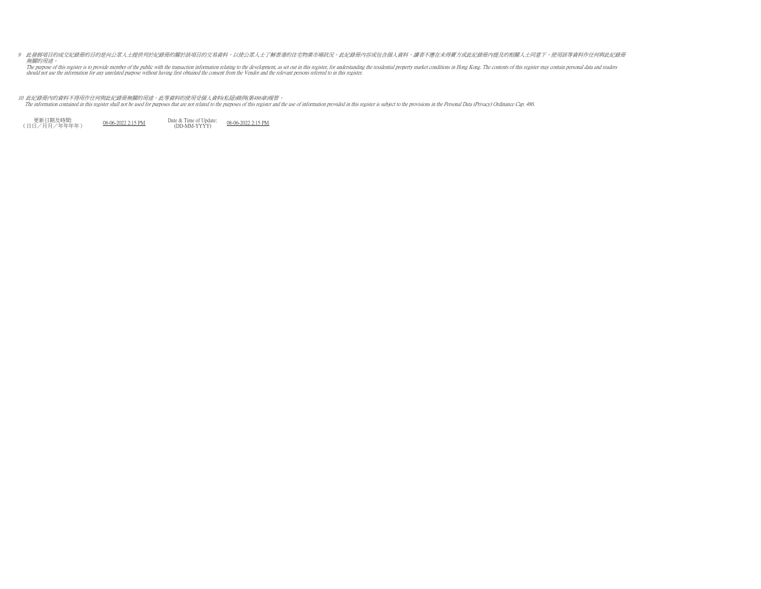9 *此發展項目的成交紀錄冊的目的是向公眾人士提供列於紀錄冊的關於該項目的交易資料，以使公眾人士了解香港的住宅物業市場狀況。此紀錄冊內容或包含個人資料，讀者不應在未得賣方或此紀錄冊內提及的相關人士同意下，使用該等資料作任何與此紀錄冊無關的用途。*
*The purpose of this register is to provide member of the public with the transaction information relating to the development, as set out in this register, for understanding the residential property market conditions in Hong Kong. The contents of this register may contain personal data and readers should not use the information for any unrelated purpose without having first obtained the consent from the Vendor and the relevant persons referred to in this register.*

10 *此紀錄冊內的資料不得用作任何與此紀錄冊無關的用途。此等資料的使用受個人資料(私隱)條例(第486章)規管。*
*The information contained in this register shall not be used for purposes that are not related to the purposes of this register and the use of information provided in this register is subject to the provisions in the Personal Data (Privacy) Ordinance Cap. 486.*

更新日期及時間:
（日日／月月／年年年年） 08-06-2022 2:15 PM

Date & Time of Update:
(DD-MM-YYYY) 08-06-2022 2:15 PM